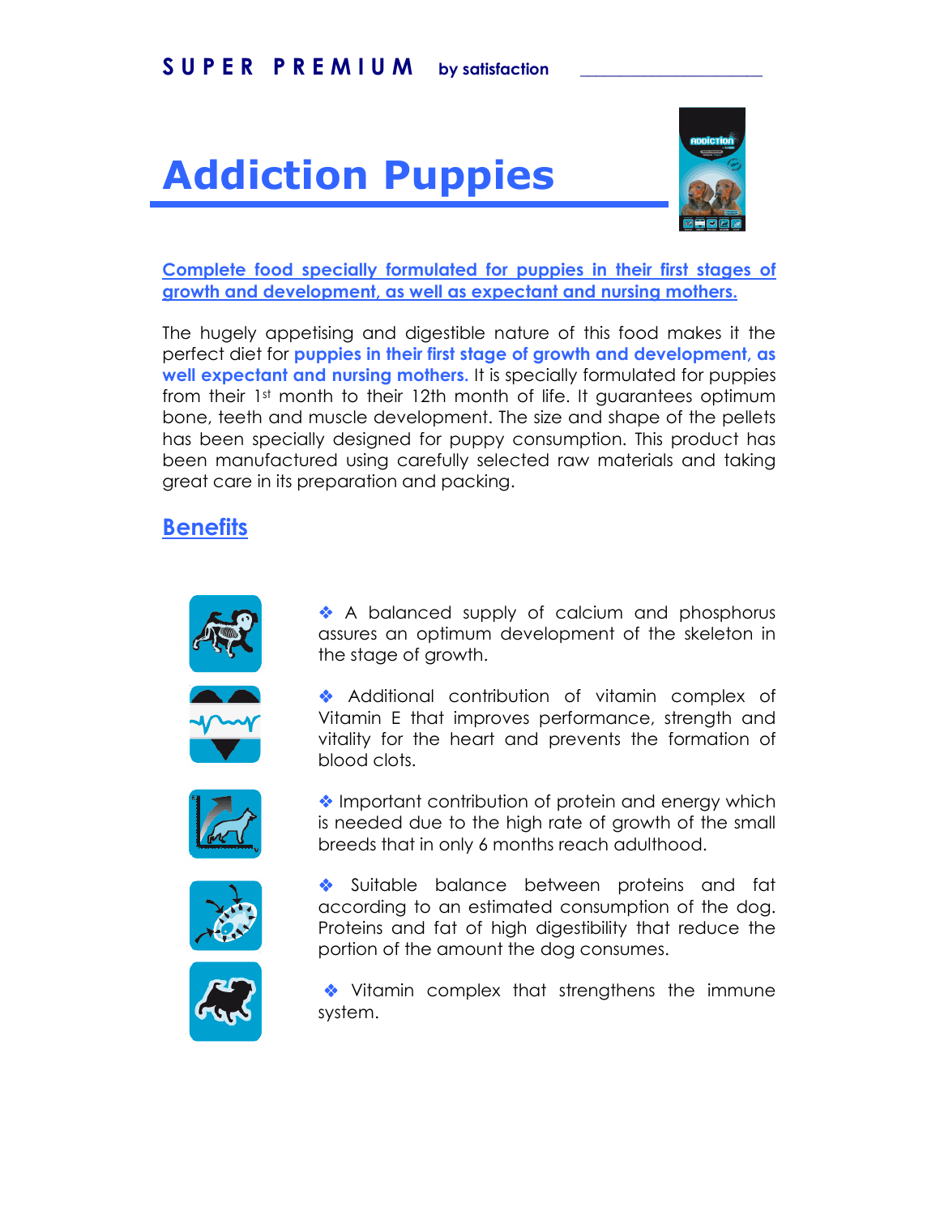SUPER PREMIUM by satisfaction

# Addiction Puppies

**Complete food specially formulated for puppies in their first stages of growth and development, as well as expectant and nursing mothers.**

The hugely appetising and digestible nature of this food makes it the perfect diet for **puppies in their first stage of growth and development, as well expectant and nursing mothers.** It is specially formulated for puppies from their 1st month to their 12th month of life. It guarantees optimum bone, teeth and muscle development. The size and shape of the pellets has been specially designed for puppy consumption. This product has been manufactured using carefully selected raw materials and taking great care in its preparation and packing.

## Benefits

- A balanced supply of calcium and phosphorus assures an optimum development of the skeleton in the stage of growth.
- Additional contribution of vitamin complex of Vitamin E that improves performance, strength and vitality for the heart and prevents the formation of blood clots.
- Important contribution of protein and energy which is needed due to the high rate of growth of the small breeds that in only 6 months reach adulthood.
- Suitable balance between proteins and fat according to an estimated consumption of the dog. Proteins and fat of high digestibility that reduce the portion of the amount the dog consumes.
- Vitamin complex that strengthens the immune system.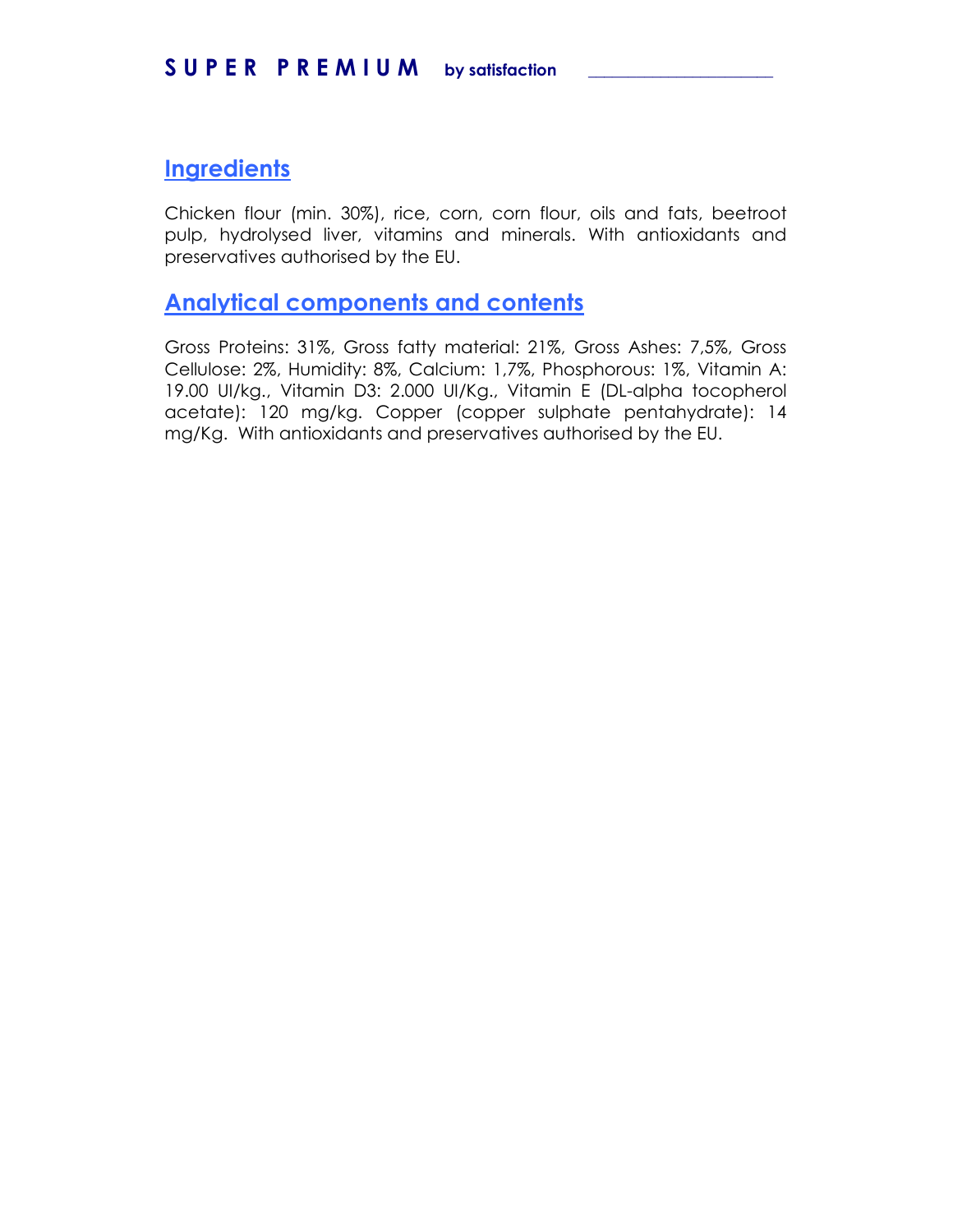## Ingredients

Chicken flour (min. 30%), rice, corn, corn flour, oils and fats, beetroot pulp, hydrolysed liver, vitamins and minerals. With antioxidants and preservatives authorised by the EU.

## Analytical components and contents

Gross Proteins: 31%, Gross fatty material: 21%, Gross Ashes: 7,5%, Gross Cellulose: 2%, Humidity: 8%, Calcium: 1,7%, Phosphorous: 1%, Vitamin A: 19.00 UI/kg., Vitamin D3: 2.000 UI/Kg., Vitamin E (DL-alpha tocopherol acetate): 120 mg/kg. Copper (copper sulphate pentahydrate): 14 mg/Kg. With antioxidants and preservatives authorised by the EU.